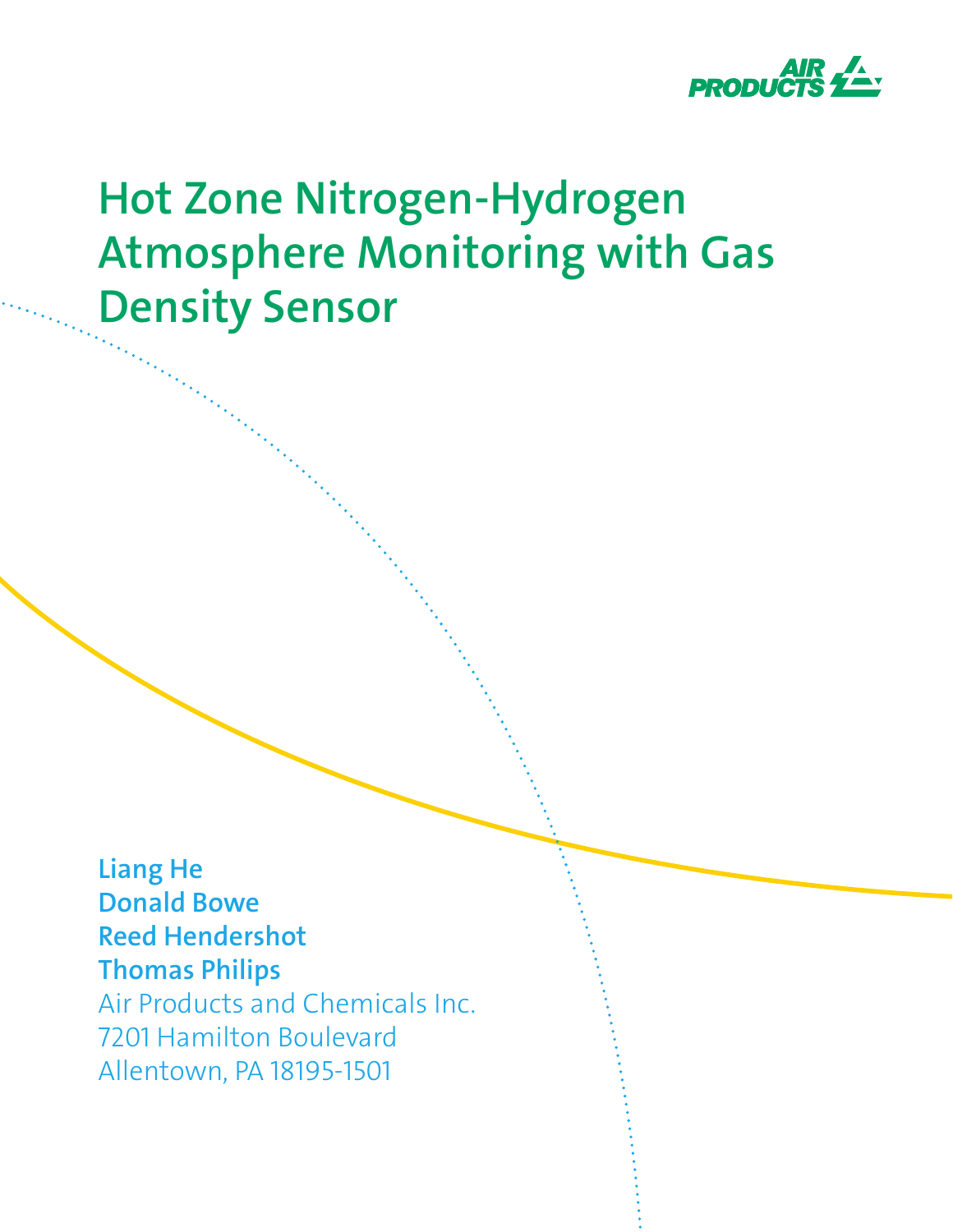# Hot Zone Nitrogen-Hydrogen Atmosphere Monitoring with Gas Density Sensor

**Liang He**
**Donald Bowe**
**Reed Hendershot**
**Thomas Philips**

Air Products and Chemicals Inc.
7201 Hamilton Boulevard
Allentown, PA 18195-1501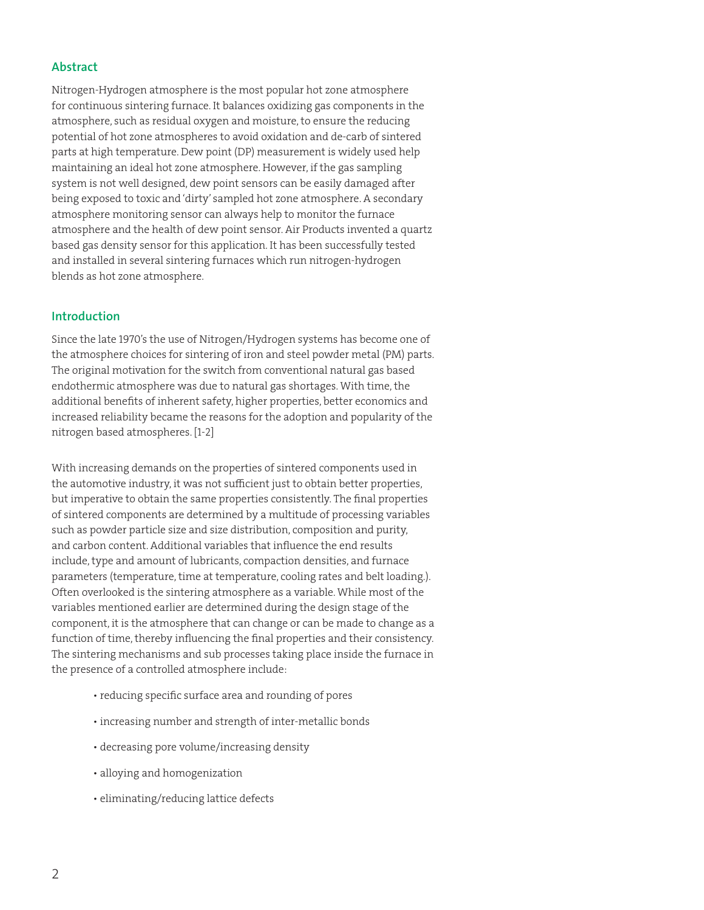## Abstract

Nitrogen-Hydrogen atmosphere is the most popular hot zone atmosphere for continuous sintering furnace. It balances oxidizing gas components in the atmosphere, such as residual oxygen and moisture, to ensure the reducing potential of hot zone atmospheres to avoid oxidation and de-carb of sintered parts at high temperature. Dew point (DP) measurement is widely used help maintaining an ideal hot zone atmosphere. However, if the gas sampling system is not well designed, dew point sensors can be easily damaged after being exposed to toxic and 'dirty' sampled hot zone atmosphere. A secondary atmosphere monitoring sensor can always help to monitor the furnace atmosphere and the health of dew point sensor. Air Products invented a quartz based gas density sensor for this application. It has been successfully tested and installed in several sintering furnaces which run nitrogen-hydrogen blends as hot zone atmosphere.

## Introduction

Since the late 1970's the use of Nitrogen/Hydrogen systems has become one of the atmosphere choices for sintering of iron and steel powder metal (PM) parts. The original motivation for the switch from conventional natural gas based endothermic atmosphere was due to natural gas shortages. With time, the additional benefits of inherent safety, higher properties, better economics and increased reliability became the reasons for the adoption and popularity of the nitrogen based atmospheres. [1-2]

With increasing demands on the properties of sintered components used in the automotive industry, it was not sufficient just to obtain better properties, but imperative to obtain the same properties consistently. The final properties of sintered components are determined by a multitude of processing variables such as powder particle size and size distribution, composition and purity, and carbon content. Additional variables that influence the end results include, type and amount of lubricants, compaction densities, and furnace parameters (temperature, time at temperature, cooling rates and belt loading.). Often overlooked is the sintering atmosphere as a variable. While most of the variables mentioned earlier are determined during the design stage of the component, it is the atmosphere that can change or can be made to change as a function of time, thereby influencing the final properties and their consistency. The sintering mechanisms and sub processes taking place inside the furnace in the presence of a controlled atmosphere include:

- reducing specific surface area and rounding of pores
- increasing number and strength of inter-metallic bonds
- decreasing pore volume/increasing density
- alloying and homogenization
- eliminating/reducing lattice defects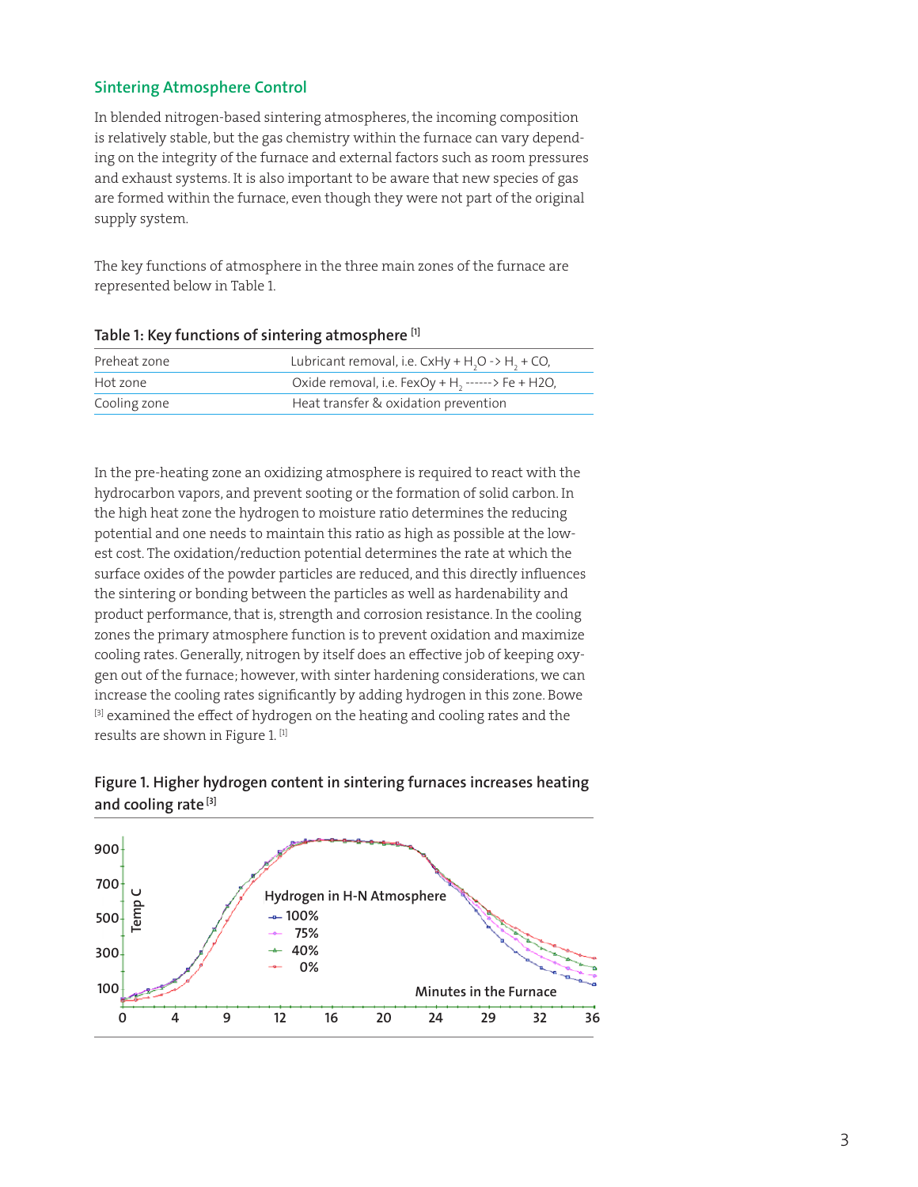## Sintering Atmosphere Control

In blended nitrogen-based sintering atmospheres, the incoming composition is relatively stable, but the gas chemistry within the furnace can vary depending on the integrity of the furnace and external factors such as room pressures and exhaust systems. It is also important to be aware that new species of gas are formed within the furnace, even though they were not part of the original supply system.

The key functions of atmosphere in the three main zones of the furnace are represented below in Table 1.

**Table 1: Key functions of sintering atmosphere [1]**

| | |
|---|---|
| Preheat zone | Lubricant removal, i.e. CxHy + $H_2O$ -> $H_2$ + CO, |
| Hot zone | Oxide removal, i.e. FexOy + $H_2$ ------> Fe + H2O, |
| Cooling zone | Heat transfer & oxidation prevention |

In the pre-heating zone an oxidizing atmosphere is required to react with the hydrocarbon vapors, and prevent sooting or the formation of solid carbon. In the high heat zone the hydrogen to moisture ratio determines the reducing potential and one needs to maintain this ratio as high as possible at the lowest cost. The oxidation/reduction potential determines the rate at which the surface oxides of the powder particles are reduced, and this directly influences the sintering or bonding between the particles as well as hardenability and product performance, that is, strength and corrosion resistance. In the cooling zones the primary atmosphere function is to prevent oxidation and maximize cooling rates. Generally, nitrogen by itself does an effective job of keeping oxygen out of the furnace; however, with sinter hardening considerations, we can increase the cooling rates significantly by adding hydrogen in this zone. Bowe [3] examined the effect of hydrogen on the heating and cooling rates and the results are shown in Figure 1. [1]

**Figure 1. Higher hydrogen content in sintering furnaces increases heating and cooling rate [3]**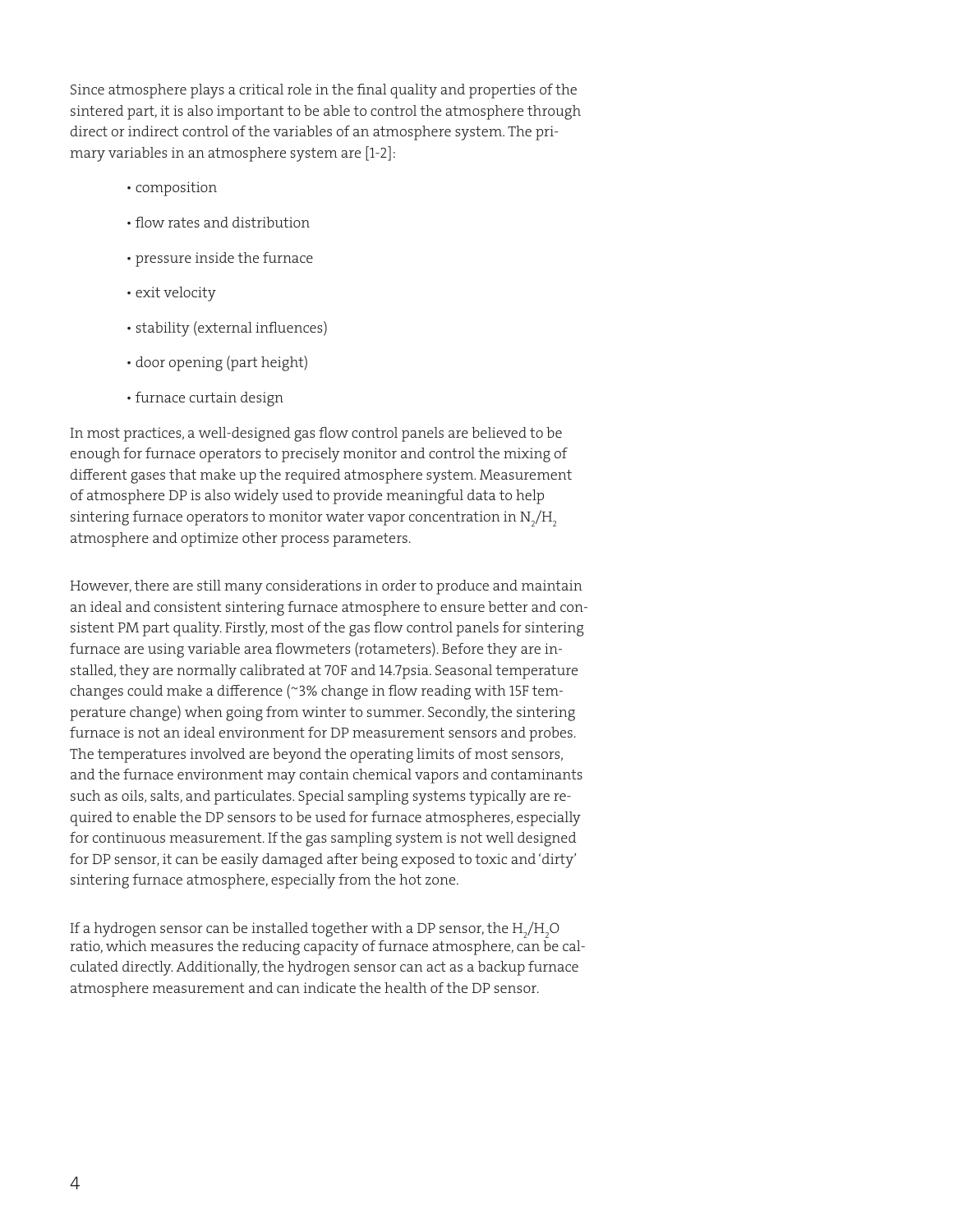Since atmosphere plays a critical role in the final quality and properties of the sintered part, it is also important to be able to control the atmosphere through direct or indirect control of the variables of an atmosphere system. The primary variables in an atmosphere system are [1-2]:

- composition
- flow rates and distribution
- pressure inside the furnace
- exit velocity
- stability (external influences)
- door opening (part height)
- furnace curtain design

In most practices, a well-designed gas flow control panels are believed to be enough for furnace operators to precisely monitor and control the mixing of different gases that make up the required atmosphere system. Measurement of atmosphere DP is also widely used to provide meaningful data to help sintering furnace operators to monitor water vapor concentration in $N_2/H_2$ atmosphere and optimize other process parameters.

However, there are still many considerations in order to produce and maintain an ideal and consistent sintering furnace atmosphere to ensure better and consistent PM part quality. Firstly, most of the gas flow control panels for sintering furnace are using variable area flowmeters (rotameters). Before they are installed, they are normally calibrated at 70F and 14.7psia. Seasonal temperature changes could make a difference (~3% change in flow reading with 15F temperature change) when going from winter to summer. Secondly, the sintering furnace is not an ideal environment for DP measurement sensors and probes. The temperatures involved are beyond the operating limits of most sensors, and the furnace environment may contain chemical vapors and contaminants such as oils, salts, and particulates. Special sampling systems typically are required to enable the DP sensors to be used for furnace atmospheres, especially for continuous measurement. If the gas sampling system is not well designed for DP sensor, it can be easily damaged after being exposed to toxic and 'dirty' sintering furnace atmosphere, especially from the hot zone.

If a hydrogen sensor can be installed together with a DP sensor, the $H_2/H_2O$ ratio, which measures the reducing capacity of furnace atmosphere, can be calculated directly. Additionally, the hydrogen sensor can act as a backup furnace atmosphere measurement and can indicate the health of the DP sensor.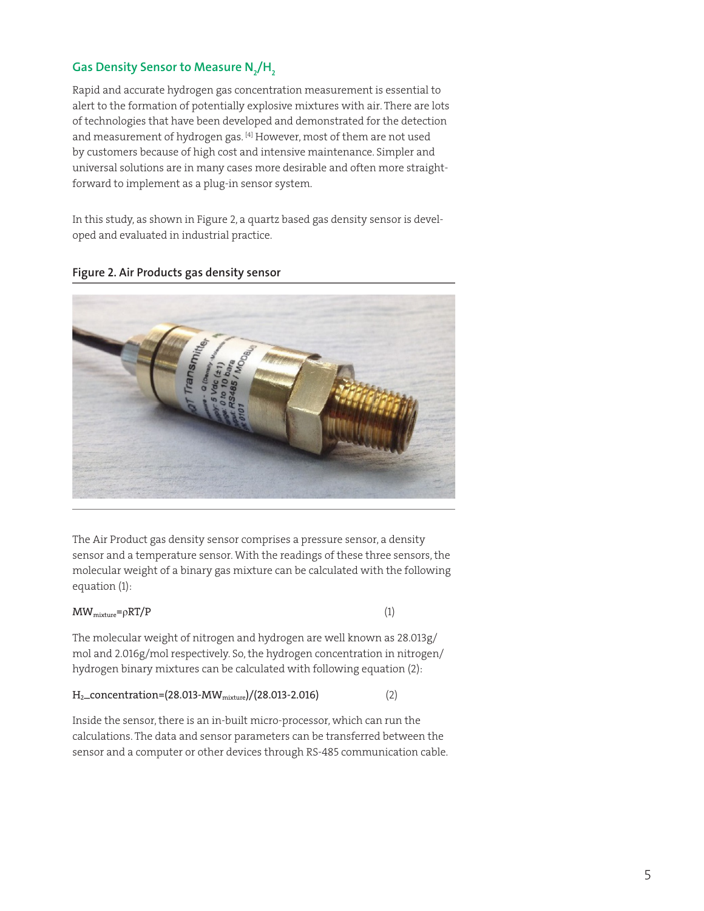## Gas Density Sensor to Measure $N_2/H_2$

Rapid and accurate hydrogen gas concentration measurement is essential to alert to the formation of potentially explosive mixtures with air. There are lots of technologies that have been developed and demonstrated for the detection and measurement of hydrogen gas. [4] However, most of them are not used by customers because of high cost and intensive maintenance. Simpler and universal solutions are in many cases more desirable and often more straight-forward to implement as a plug-in sensor system.

In this study, as shown in Figure 2, a quartz based gas density sensor is developed and evaluated in industrial practice.

**Figure 2. Air Products gas density sensor**

The Air Product gas density sensor comprises a pressure sensor, a density sensor and a temperature sensor. With the readings of these three sensors, the molecular weight of a binary gas mixture can be calculated with the following equation (1):

$$MW_{mixture} = \rho RT/P \quad (1)$$

The molecular weight of nitrogen and hydrogen are well known as 28.013g/mol and 2.016g/mol respectively. So, the hydrogen concentration in nitrogen/hydrogen binary mixtures can be calculated with following equation (2):

$$H_2\_concentration = (28.013 - MW_{mixture})/(28.013 - 2.016) \quad (2)$$

Inside the sensor, there is an in-built micro-processor, which can run the calculations. The data and sensor parameters can be transferred between the sensor and a computer or other devices through RS-485 communication cable.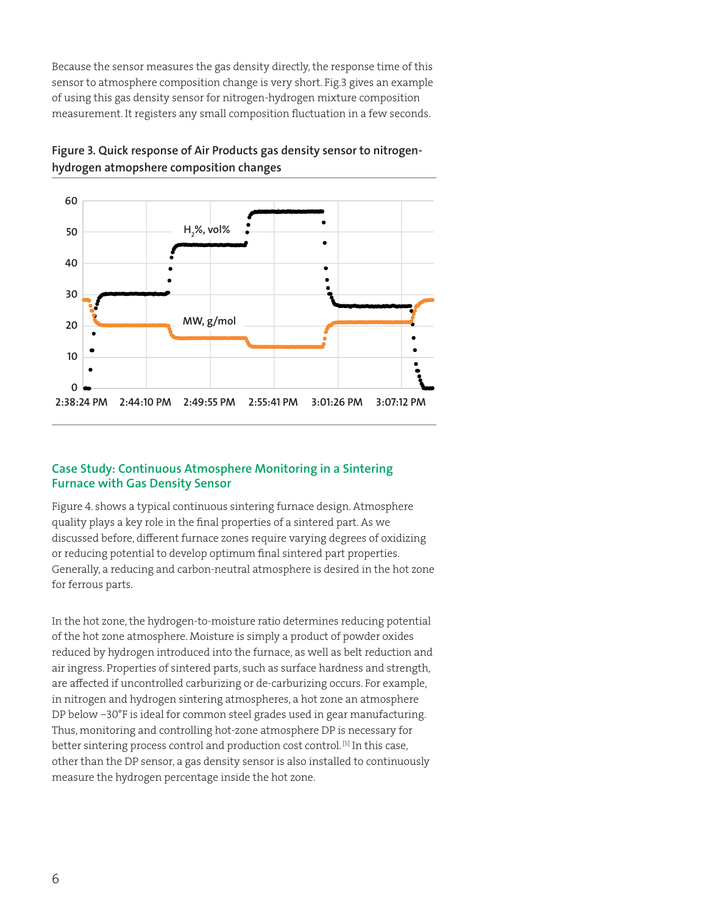Because the sensor measures the gas density directly, the response time of this sensor to atmosphere composition change is very short. Fig.3 gives an example of using this gas density sensor for nitrogen-hydrogen mixture composition measurement. It registers any small composition fluctuation in a few seconds.

**Figure 3. Quick response of Air Products gas density sensor to nitrogen-hydrogen atmopshere composition changes**

## Case Study: Continuous Atmosphere Monitoring in a Sintering Furnace with Gas Density Sensor

Figure 4. shows a typical continuous sintering furnace design. Atmosphere quality plays a key role in the final properties of a sintered part. As we discussed before, different furnace zones require varying degrees of oxidizing or reducing potential to develop optimum final sintered part properties. Generally, a reducing and carbon-neutral atmosphere is desired in the hot zone for ferrous parts.

In the hot zone, the hydrogen-to-moisture ratio determines reducing potential of the hot zone atmosphere. Moisture is simply a product of powder oxides reduced by hydrogen introduced into the furnace, as well as belt reduction and air ingress. Properties of sintered parts, such as surface hardness and strength, are affected if uncontrolled carburizing or de-carburizing occurs. For example, in nitrogen and hydrogen sintering atmospheres, a hot zone an atmosphere DP below –30°F is ideal for common steel grades used in gear manufacturing. Thus, monitoring and controlling hot-zone atmosphere DP is necessary for better sintering process control and production cost control.[5] In this case, other than the DP sensor, a gas density sensor is also installed to continuously measure the hydrogen percentage inside the hot zone.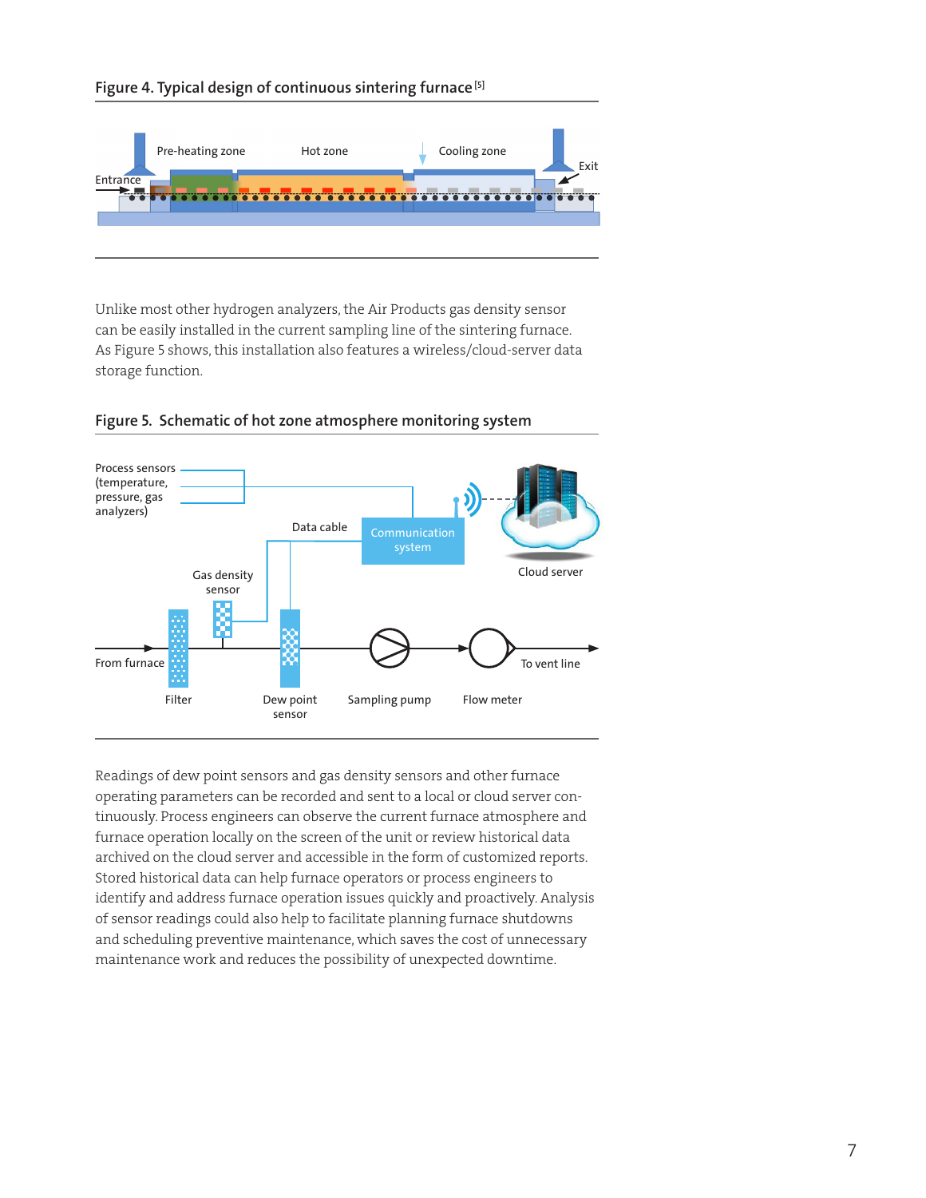**Figure 4. Typical design of continuous sintering furnace**[5]

Unlike most other hydrogen analyzers, the Air Products gas density sensor can be easily installed in the current sampling line of the sintering furnace. As Figure 5 shows, this installation also features a wireless/cloud-server data storage function.

**Figure 5. Schematic of hot zone atmosphere monitoring system**

Readings of dew point sensors and gas density sensors and other furnace operating parameters can be recorded and sent to a local or cloud server continuously. Process engineers can observe the current furnace atmosphere and furnace operation locally on the screen of the unit or review historical data archived on the cloud server and accessible in the form of customized reports. Stored historical data can help furnace operators or process engineers to identify and address furnace operation issues quickly and proactively. Analysis of sensor readings could also help to facilitate planning furnace shutdowns and scheduling preventive maintenance, which saves the cost of unnecessary maintenance work and reduces the possibility of unexpected downtime.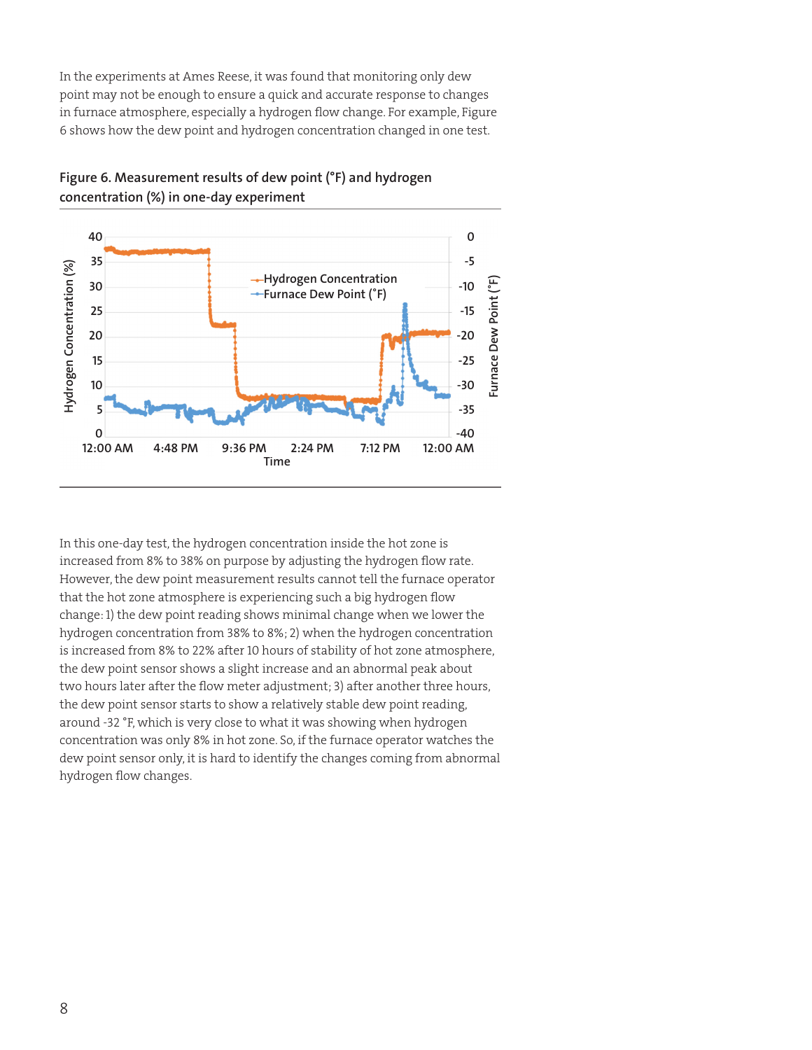In the experiments at Ames Reese, it was found that monitoring only dew point may not be enough to ensure a quick and accurate response to changes in furnace atmosphere, especially a hydrogen flow change. For example, Figure 6 shows how the dew point and hydrogen concentration changed in one test.

**Figure 6. Measurement results of dew point (°F) and hydrogen concentration (%) in one-day experiment**

In this one-day test, the hydrogen concentration inside the hot zone is increased from 8% to 38% on purpose by adjusting the hydrogen flow rate. However, the dew point measurement results cannot tell the furnace operator that the hot zone atmosphere is experiencing such a big hydrogen flow change: 1) the dew point reading shows minimal change when we lower the hydrogen concentration from 38% to 8%; 2) when the hydrogen concentration is increased from 8% to 22% after 10 hours of stability of hot zone atmosphere, the dew point sensor shows a slight increase and an abnormal peak about two hours later after the flow meter adjustment; 3) after another three hours, the dew point sensor starts to show a relatively stable dew point reading, around -32 °F, which is very close to what it was showing when hydrogen concentration was only 8% in hot zone. So, if the furnace operator watches the dew point sensor only, it is hard to identify the changes coming from abnormal hydrogen flow changes.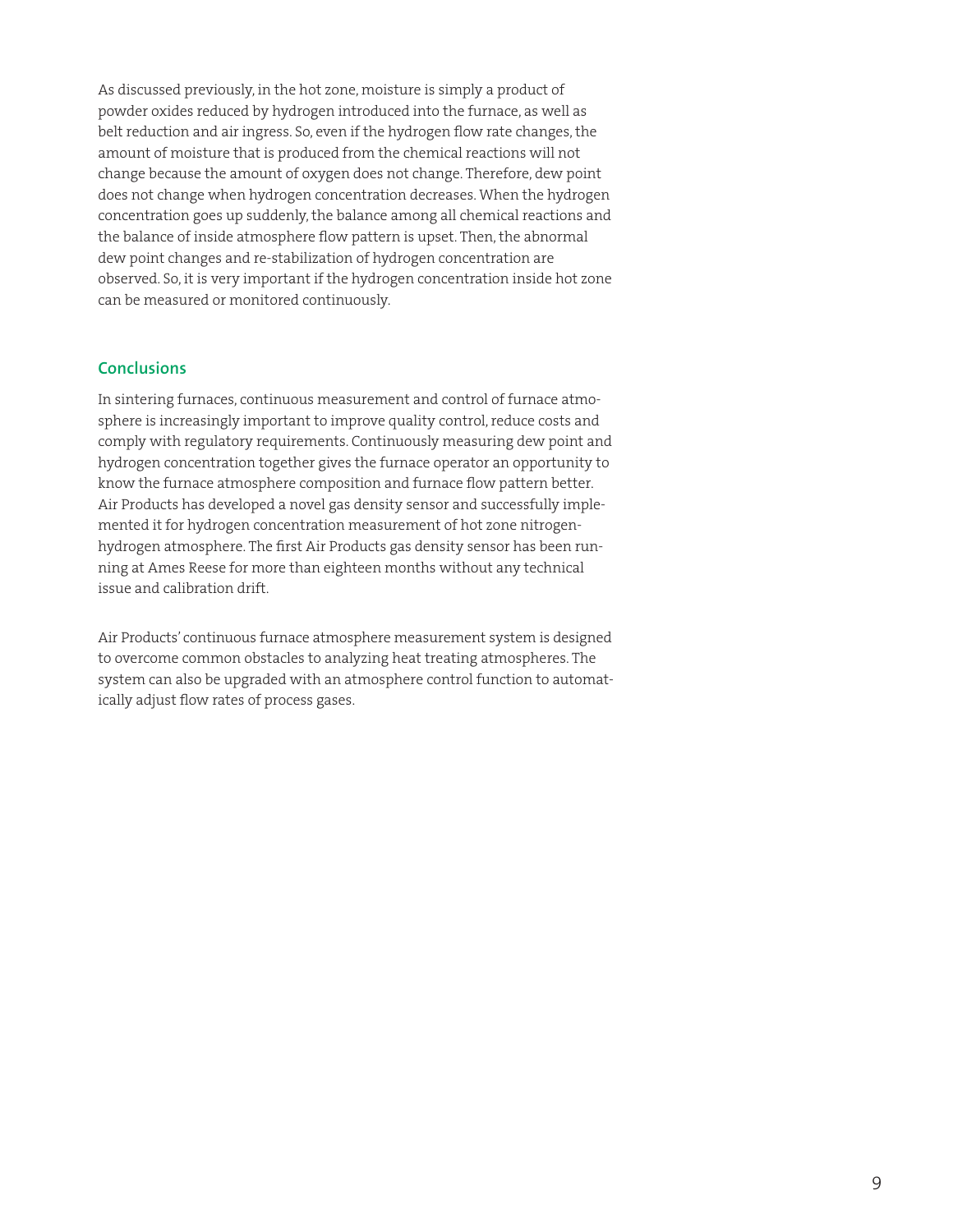As discussed previously, in the hot zone, moisture is simply a product of powder oxides reduced by hydrogen introduced into the furnace, as well as belt reduction and air ingress. So, even if the hydrogen flow rate changes, the amount of moisture that is produced from the chemical reactions will not change because the amount of oxygen does not change. Therefore, dew point does not change when hydrogen concentration decreases. When the hydrogen concentration goes up suddenly, the balance among all chemical reactions and the balance of inside atmosphere flow pattern is upset. Then, the abnormal dew point changes and re-stabilization of hydrogen concentration are observed. So, it is very important if the hydrogen concentration inside hot zone can be measured or monitored continuously.

## Conclusions

In sintering furnaces, continuous measurement and control of furnace atmosphere is increasingly important to improve quality control, reduce costs and comply with regulatory requirements. Continuously measuring dew point and hydrogen concentration together gives the furnace operator an opportunity to know the furnace atmosphere composition and furnace flow pattern better. Air Products has developed a novel gas density sensor and successfully implemented it for hydrogen concentration measurement of hot zone nitrogen-hydrogen atmosphere. The first Air Products gas density sensor has been running at Ames Reese for more than eighteen months without any technical issue and calibration drift.

Air Products' continuous furnace atmosphere measurement system is designed to overcome common obstacles to analyzing heat treating atmospheres. The system can also be upgraded with an atmosphere control function to automatically adjust flow rates of process gases.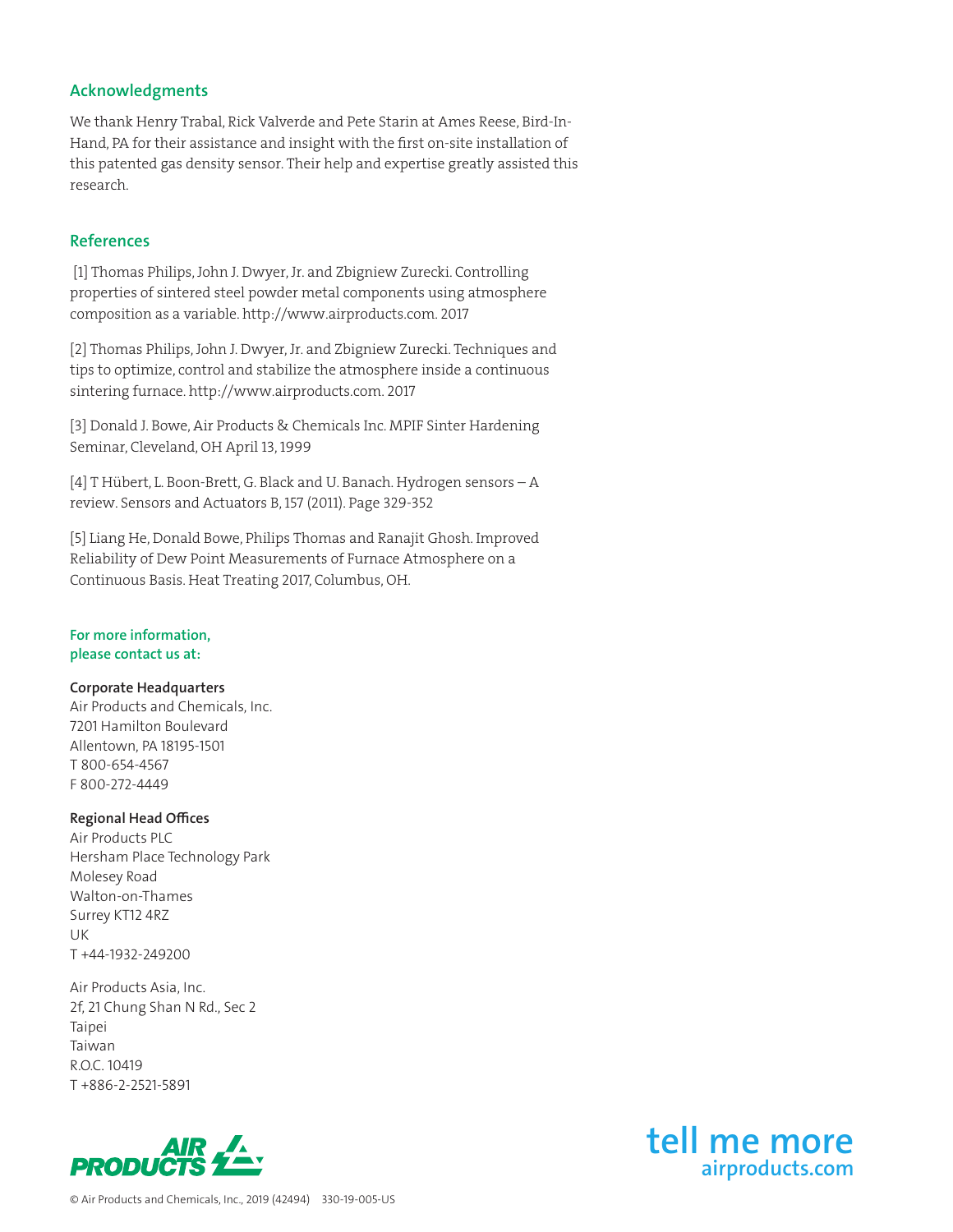## Acknowledgments

We thank Henry Trabal, Rick Valverde and Pete Starin at Ames Reese, Bird-In-Hand, PA for their assistance and insight with the first on-site installation of this patented gas density sensor. Their help and expertise greatly assisted this research.

## References

[1] Thomas Philips, John J. Dwyer, Jr. and Zbigniew Zurecki. Controlling properties of sintered steel powder metal components using atmosphere composition as a variable. http://www.airproducts.com. 2017

[2] Thomas Philips, John J. Dwyer, Jr. and Zbigniew Zurecki. Techniques and tips to optimize, control and stabilize the atmosphere inside a continuous sintering furnace. http://www.airproducts.com. 2017

[3] Donald J. Bowe, Air Products & Chemicals Inc. MPIF Sinter Hardening Seminar, Cleveland, OH April 13, 1999

[4] T Hübert, L. Boon-Brett, G. Black and U. Banach. Hydrogen sensors – A review. Sensors and Actuators B, 157 (2011). Page 329-352

[5] Liang He, Donald Bowe, Philips Thomas and Ranajit Ghosh. Improved Reliability of Dew Point Measurements of Furnace Atmosphere on a Continuous Basis. Heat Treating 2017, Columbus, OH.

**For more information, please contact us at:**

**Corporate Headquarters**
Air Products and Chemicals, Inc.
7201 Hamilton Boulevard
Allentown, PA 18195-1501
T 800-654-4567
F 800-272-4449

**Regional Head Offices**
Air Products PLC
Hersham Place Technology Park
Molesey Road
Walton-on-Thames
Surrey KT12 4RZ
UK
T +44-1932-249200

Air Products Asia, Inc.
2f, 21 Chung Shan N Rd., Sec 2
Taipei
Taiwan
R.O.C. 10419
T +886-2-2521-5891

AIR PRODUCTS

tell me more
airproducts.com

© Air Products and Chemicals, Inc., 2019 (42494) 330-19-005-US